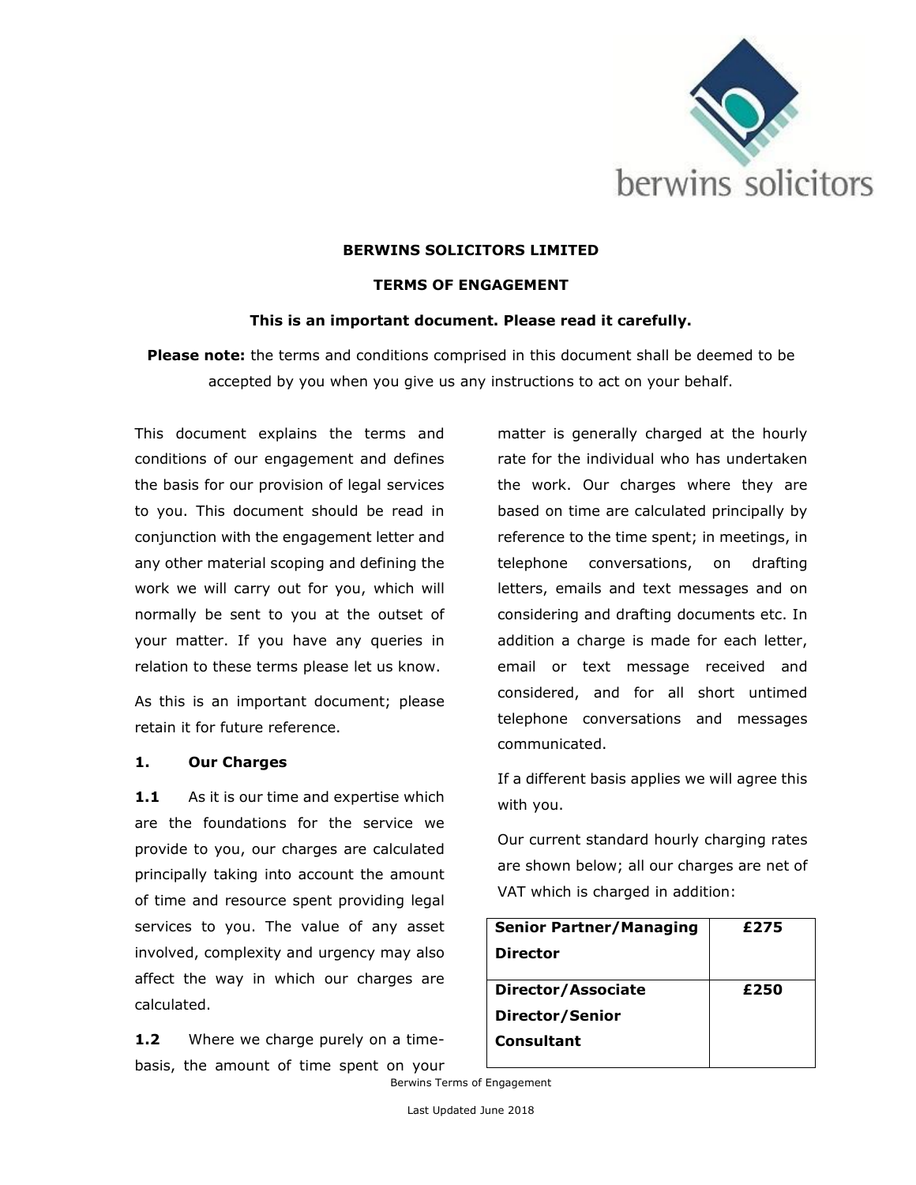**BERWINS SOLICITORS LIMITED**

**TERMS OF ENGAGEMENT**

**This is an important document. Please read it carefully.**

**Please note:** the terms and conditions comprised in this document shall be deemed to be accepted by you when you give us any instructions to act on your behalf.

This document explains the terms and conditions of our engagement and defines the basis for our provision of legal services to you. This document should be read in conjunction with the engagement letter and any other material scoping and defining the work we will carry out for you, which will normally be sent to you at the outset of your matter. If you have any queries in relation to these terms please let us know.

As this is an important document; please retain it for future reference.

## 1. Our Charges

**1.1** As it is our time and expertise which are the foundations for the service we provide to you, our charges are calculated principally taking into account the amount of time and resource spent providing legal services to you. The value of any asset involved, complexity and urgency may also affect the way in which our charges are calculated.

**1.2** Where we charge purely on a time-basis, the amount of time spent on your matter is generally charged at the hourly rate for the individual who has undertaken the work. Our charges where they are based on time are calculated principally by reference to the time spent; in meetings, in telephone conversations, on drafting letters, emails and text messages and on considering and drafting documents etc. In addition a charge is made for each letter, email or text message received and considered, and for all short untimed telephone conversations and messages communicated.

If a different basis applies we will agree this with you.

Our current standard hourly charging rates are shown below; all our charges are net of VAT which is charged in addition:

| | |
|---|---|
| **Senior Partner/Managing Director** | **£275** |
| **Director/Associate Director/Senior Consultant** | **£250** |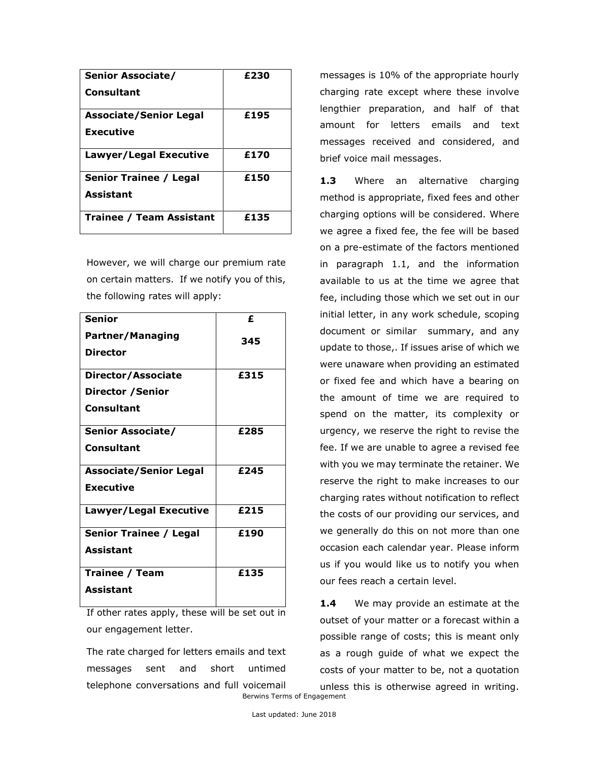| | |
|---|---|
| **Senior Associate/ Consultant** | **£230** |
| **Associate/Senior Legal Executive** | **£195** |
| **Lawyer/Legal Executive** | **£170** |
| **Senior Trainee / Legal Assistant** | **£150** |
| **Trainee / Team Assistant** | **£135** |

However, we will charge our premium rate on certain matters. If we notify you of this, the following rates will apply:

| | |
|---|---|
| **Senior Partner/Managing Director** | **£ 345** |
| **Director/Associate Director /Senior Consultant** | **£315** |
| **Senior Associate/ Consultant** | **£285** |
| **Associate/Senior Legal Executive** | **£245** |
| **Lawyer/Legal Executive** | **£215** |
| **Senior Trainee / Legal Assistant** | **£190** |
| **Trainee / Team Assistant** | **£135** |

If other rates apply, these will be set out in our engagement letter.

The rate charged for letters emails and text messages sent and short untimed telephone conversations and full voicemail messages is 10% of the appropriate hourly charging rate except where these involve lengthier preparation, and half of that amount for letters emails and text messages received and considered, and brief voice mail messages.

**1.3** Where an alternative charging method is appropriate, fixed fees and other charging options will be considered. Where we agree a fixed fee, the fee will be based on a pre-estimate of the factors mentioned in paragraph 1.1, and the information available to us at the time we agree that fee, including those which we set out in our initial letter, in any work schedule, scoping document or similar summary, and any update to those,. If issues arise of which we were unaware when providing an estimated or fixed fee and which have a bearing on the amount of time we are required to spend on the matter, its complexity or urgency, we reserve the right to revise the fee. If we are unable to agree a revised fee with you we may terminate the retainer. We reserve the right to make increases to our charging rates without notification to reflect the costs of our providing our services, and we generally do this on not more than one occasion each calendar year. Please inform us if you would like us to notify you when our fees reach a certain level.

**1.4** We may provide an estimate at the outset of your matter or a forecast within a possible range of costs; this is meant only as a rough guide of what we expect the costs of your matter to be, not a quotation unless this is otherwise agreed in writing.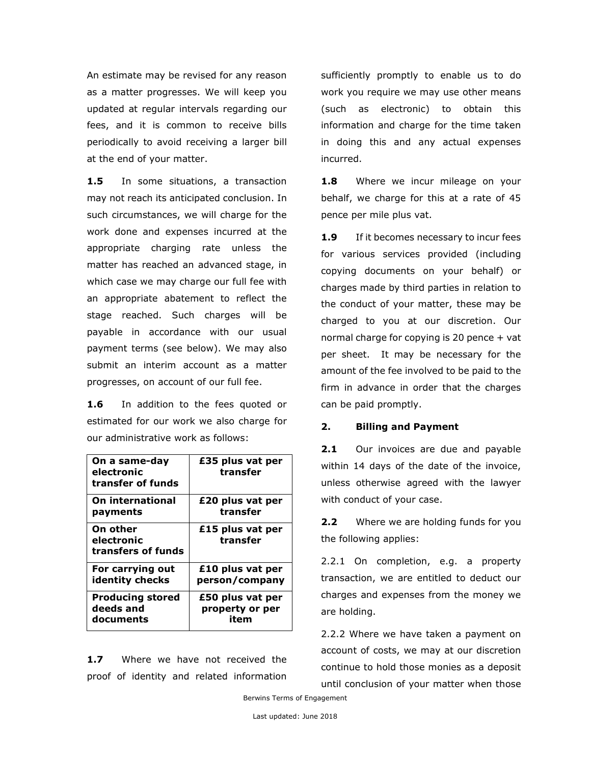An estimate may be revised for any reason as a matter progresses. We will keep you updated at regular intervals regarding our fees, and it is common to receive bills periodically to avoid receiving a larger bill at the end of your matter.

**1.5** In some situations, a transaction may not reach its anticipated conclusion. In such circumstances, we will charge for the work done and expenses incurred at the appropriate charging rate unless the matter has reached an advanced stage, in which case we may charge our full fee with an appropriate abatement to reflect the stage reached. Such charges will be payable in accordance with our usual payment terms (see below). We may also submit an interim account as a matter progresses, on account of our full fee.

**1.6** In addition to the fees quoted or estimated for our work we also charge for our administrative work as follows:

| **On a same-day electronic transfer of funds** | **£35 plus vat per transfer** |
|---|---|
| **On international payments** | **£20 plus vat per transfer** |
| **On other electronic transfers of funds** | **£15 plus vat per transfer** |
| **For carrying out identity checks** | **£10 plus vat per person/company** |
| **Producing stored deeds and documents** | **£50 plus vat per property or per item** |

**1.7** Where we have not received the proof of identity and related information sufficiently promptly to enable us to do work you require we may use other means (such as electronic) to obtain this information and charge for the time taken in doing this and any actual expenses incurred.

**1.8** Where we incur mileage on your behalf, we charge for this at a rate of 45 pence per mile plus vat.

**1.9** If it becomes necessary to incur fees for various services provided (including copying documents on your behalf) or charges made by third parties in relation to the conduct of your matter, these may be charged to you at our discretion. Our normal charge for copying is 20 pence + vat per sheet. It may be necessary for the amount of the fee involved to be paid to the firm in advance in order that the charges can be paid promptly.

## 2. Billing and Payment

**2.1** Our invoices are due and payable within 14 days of the date of the invoice, unless otherwise agreed with the lawyer with conduct of your case.

**2.2** Where we are holding funds for you the following applies:

2.2.1 On completion, e.g. a property transaction, we are entitled to deduct our charges and expenses from the money we are holding.

2.2.2 Where we have taken a payment on account of costs, we may at our discretion continue to hold those monies as a deposit until conclusion of your matter when those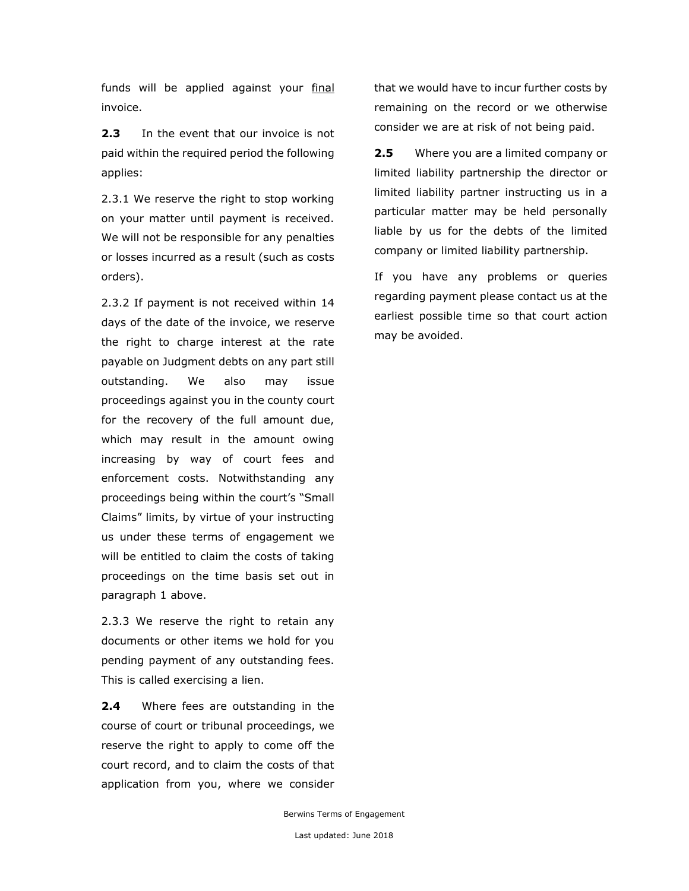funds will be applied against your final invoice.

**2.3** In the event that our invoice is not paid within the required period the following applies:

2.3.1 We reserve the right to stop working on your matter until payment is received. We will not be responsible for any penalties or losses incurred as a result (such as costs orders).

2.3.2 If payment is not received within 14 days of the date of the invoice, we reserve the right to charge interest at the rate payable on Judgment debts on any part still outstanding. We also may issue proceedings against you in the county court for the recovery of the full amount due, which may result in the amount owing increasing by way of court fees and enforcement costs. Notwithstanding any proceedings being within the court's "Small Claims" limits, by virtue of your instructing us under these terms of engagement we will be entitled to claim the costs of taking proceedings on the time basis set out in paragraph 1 above.

2.3.3 We reserve the right to retain any documents or other items we hold for you pending payment of any outstanding fees. This is called exercising a lien.

**2.4** Where fees are outstanding in the course of court or tribunal proceedings, we reserve the right to apply to come off the court record, and to claim the costs of that application from you, where we consider that we would have to incur further costs by remaining on the record or we otherwise consider we are at risk of not being paid.

**2.5** Where you are a limited company or limited liability partnership the director or limited liability partner instructing us in a particular matter may be held personally liable by us for the debts of the limited company or limited liability partnership.

If you have any problems or queries regarding payment please contact us at the earliest possible time so that court action may be avoided.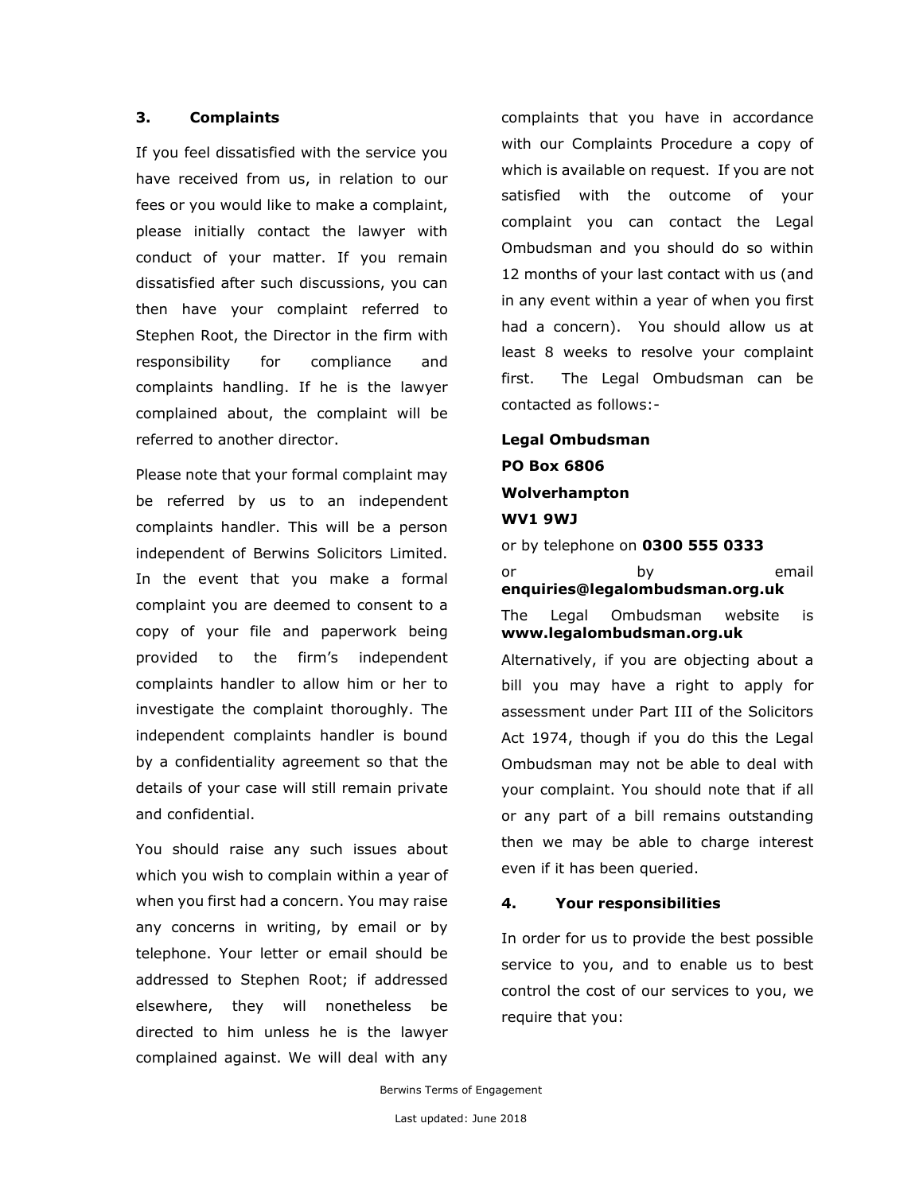## 3. Complaints

If you feel dissatisfied with the service you have received from us, in relation to our fees or you would like to make a complaint, please initially contact the lawyer with conduct of your matter. If you remain dissatisfied after such discussions, you can then have your complaint referred to Stephen Root, the Director in the firm with responsibility for compliance and complaints handling. If he is the lawyer complained about, the complaint will be referred to another director.

Please note that your formal complaint may be referred by us to an independent complaints handler. This will be a person independent of Berwins Solicitors Limited. In the event that you make a formal complaint you are deemed to consent to a copy of your file and paperwork being provided to the firm's independent complaints handler to allow him or her to investigate the complaint thoroughly. The independent complaints handler is bound by a confidentiality agreement so that the details of your case will still remain private and confidential.

You should raise any such issues about which you wish to complain within a year of when you first had a concern. You may raise any concerns in writing, by email or by telephone. Your letter or email should be addressed to Stephen Root; if addressed elsewhere, they will nonetheless be directed to him unless he is the lawyer complained against. We will deal with any complaints that you have in accordance with our Complaints Procedure a copy of which is available on request. If you are not satisfied with the outcome of your complaint you can contact the Legal Ombudsman and you should do so within 12 months of your last contact with us (and in any event within a year of when you first had a concern). You should allow us at least 8 weeks to resolve your complaint first. The Legal Ombudsman can be contacted as follows:-

**Legal Ombudsman**
**PO Box 6806**
**Wolverhampton**
**WV1 9WJ**

or by telephone on **0300 555 0333**

or by email **enquiries@legalombudsman.org.uk**

The Legal Ombudsman website is **www.legalombudsman.org.uk**

Alternatively, if you are objecting about a bill you may have a right to apply for assessment under Part III of the Solicitors Act 1974, though if you do this the Legal Ombudsman may not be able to deal with your complaint. You should note that if all or any part of a bill remains outstanding then we may be able to charge interest even if it has been queried.

## 4. Your responsibilities

In order for us to provide the best possible service to you, and to enable us to best control the cost of our services to you, we require that you: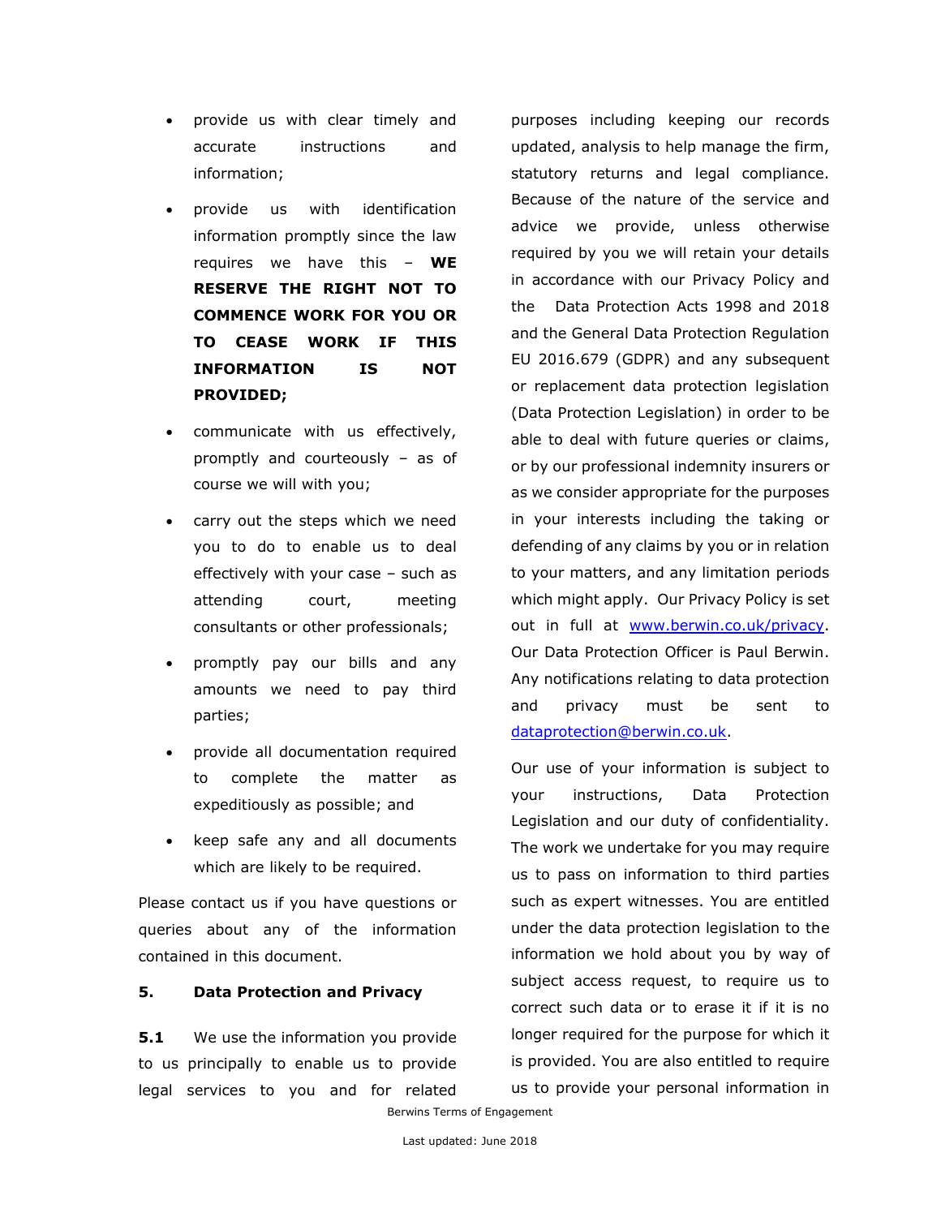- provide us with clear timely and accurate instructions and information;
- provide us with identification information promptly since the law requires we have this – **WE RESERVE THE RIGHT NOT TO COMMENCE WORK FOR YOU OR TO CEASE WORK IF THIS INFORMATION IS NOT PROVIDED;**
- communicate with us effectively, promptly and courteously – as of course we will with you;
- carry out the steps which we need you to do to enable us to deal effectively with your case – such as attending court, meeting consultants or other professionals;
- promptly pay our bills and any amounts we need to pay third parties;
- provide all documentation required to complete the matter as expeditiously as possible; and
- keep safe any and all documents which are likely to be required.

Please contact us if you have questions or queries about any of the information contained in this document.

## 5. Data Protection and Privacy

**5.1** We use the information you provide to us principally to enable us to provide legal services to you and for related purposes including keeping our records updated, analysis to help manage the firm, statutory returns and legal compliance. Because of the nature of the service and advice we provide, unless otherwise required by you we will retain your details in accordance with our Privacy Policy and the Data Protection Acts 1998 and 2018 and the General Data Protection Regulation EU 2016.679 (GDPR) and any subsequent or replacement data protection legislation (Data Protection Legislation) in order to be able to deal with future queries or claims, or by our professional indemnity insurers or as we consider appropriate for the purposes in your interests including the taking or defending of any claims by you or in relation to your matters, and any limitation periods which might apply. Our Privacy Policy is set out in full at [www.berwin.co.uk/privacy](www.berwin.co.uk/privacy). Our Data Protection Officer is Paul Berwin. Any notifications relating to data protection and privacy must be sent to [dataprotection@berwin.co.uk](mailto:dataprotection@berwin.co.uk).

Our use of your information is subject to your instructions, Data Protection Legislation and our duty of confidentiality. The work we undertake for you may require us to pass on information to third parties such as expert witnesses. You are entitled under the data protection legislation to the information we hold about you by way of subject access request, to require us to correct such data or to erase it if it is no longer required for the purpose for which it is provided. You are also entitled to require us to provide your personal information in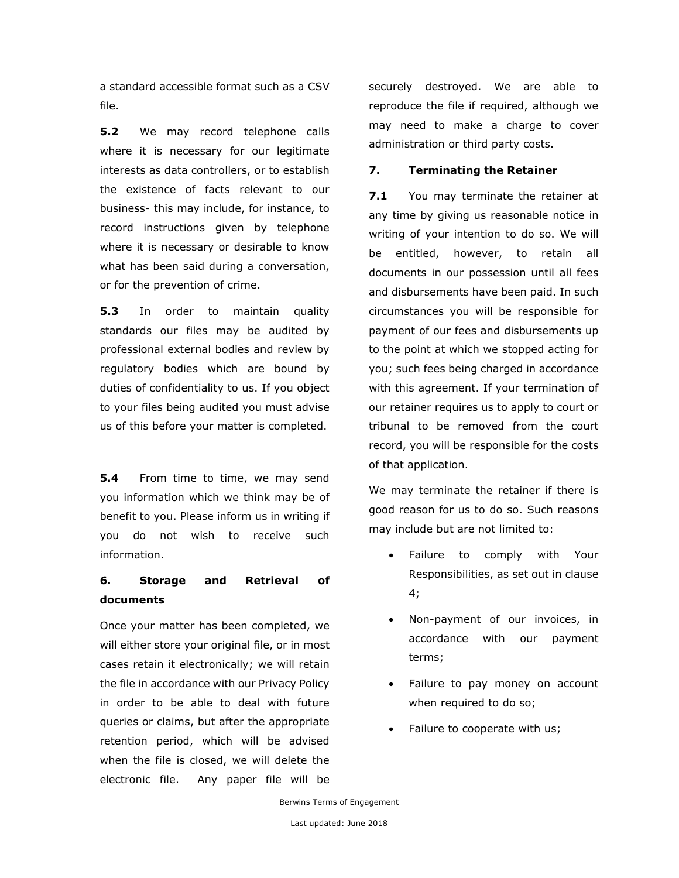a standard accessible format such as a CSV file.

**5.2** We may record telephone calls where it is necessary for our legitimate interests as data controllers, or to establish the existence of facts relevant to our business- this may include, for instance, to record instructions given by telephone where it is necessary or desirable to know what has been said during a conversation, or for the prevention of crime.

**5.3** In order to maintain quality standards our files may be audited by professional external bodies and review by regulatory bodies which are bound by duties of confidentiality to us. If you object to your files being audited you must advise us of this before your matter is completed.

**5.4** From time to time, we may send you information which we think may be of benefit to you. Please inform us in writing if you do not wish to receive such information.

### 6. Storage and Retrieval of documents

Once your matter has been completed, we will either store your original file, or in most cases retain it electronically; we will retain the file in accordance with our Privacy Policy in order to be able to deal with future queries or claims, but after the appropriate retention period, which will be advised when the file is closed, we will delete the electronic file. Any paper file will be securely destroyed. We are able to reproduce the file if required, although we may need to make a charge to cover administration or third party costs.

### 7. Terminating the Retainer

**7.1** You may terminate the retainer at any time by giving us reasonable notice in writing of your intention to do so. We will be entitled, however, to retain all documents in our possession until all fees and disbursements have been paid. In such circumstances you will be responsible for payment of our fees and disbursements up to the point at which we stopped acting for you; such fees being charged in accordance with this agreement. If your termination of our retainer requires us to apply to court or tribunal to be removed from the court record, you will be responsible for the costs of that application.

We may terminate the retainer if there is good reason for us to do so. Such reasons may include but are not limited to:

- Failure to comply with Your Responsibilities, as set out in clause 4;
- Non-payment of our invoices, in accordance with our payment terms;
- Failure to pay money on account when required to do so;
- Failure to cooperate with us;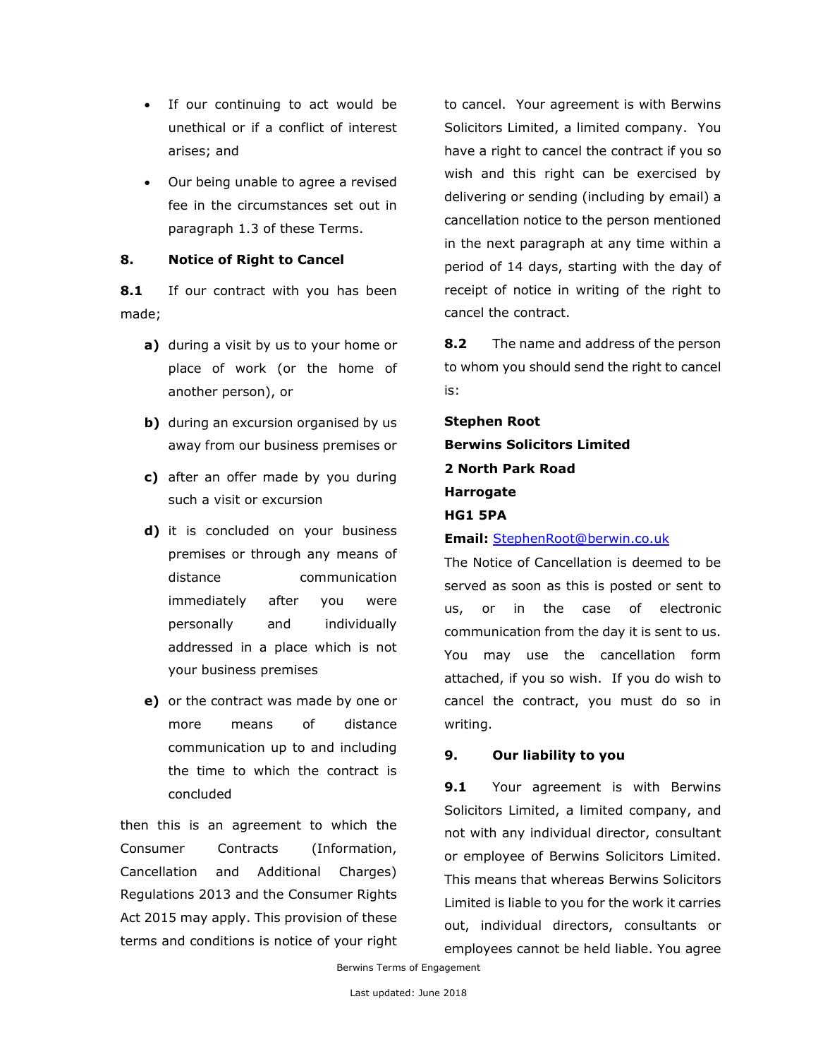- If our continuing to act would be unethical or if a conflict of interest arises; and
- Our being unable to agree a revised fee in the circumstances set out in paragraph 1.3 of these Terms.

## 8. Notice of Right to Cancel

**8.1** If our contract with you has been made;

**a)** during a visit by us to your home or place of work (or the home of another person), or

**b)** during an excursion organised by us away from our business premises or

**c)** after an offer made by you during such a visit or excursion

**d)** it is concluded on your business premises or through any means of distance communication immediately after you were personally and individually addressed in a place which is not your business premises

**e)** or the contract was made by one or more means of distance communication up to and including the time to which the contract is concluded

then this is an agreement to which the Consumer Contracts (Information, Cancellation and Additional Charges) Regulations 2013 and the Consumer Rights Act 2015 may apply. This provision of these terms and conditions is notice of your right to cancel. Your agreement is with Berwins Solicitors Limited, a limited company. You have a right to cancel the contract if you so wish and this right can be exercised by delivering or sending (including by email) a cancellation notice to the person mentioned in the next paragraph at any time within a period of 14 days, starting with the day of receipt of notice in writing of the right to cancel the contract.

**8.2** The name and address of the person to whom you should send the right to cancel is:

**Stephen Root**
**Berwins Solicitors Limited**
**2 North Park Road**
**Harrogate**
**HG1 5PA**
**Email:** StephenRoot@berwin.co.uk

The Notice of Cancellation is deemed to be served as soon as this is posted or sent to us, or in the case of electronic communication from the day it is sent to us. You may use the cancellation form attached, if you so wish. If you do wish to cancel the contract, you must do so in writing.

## 9. Our liability to you

**9.1** Your agreement is with Berwins Solicitors Limited, a limited company, and not with any individual director, consultant or employee of Berwins Solicitors Limited. This means that whereas Berwins Solicitors Limited is liable to you for the work it carries out, individual directors, consultants or employees cannot be held liable. You agree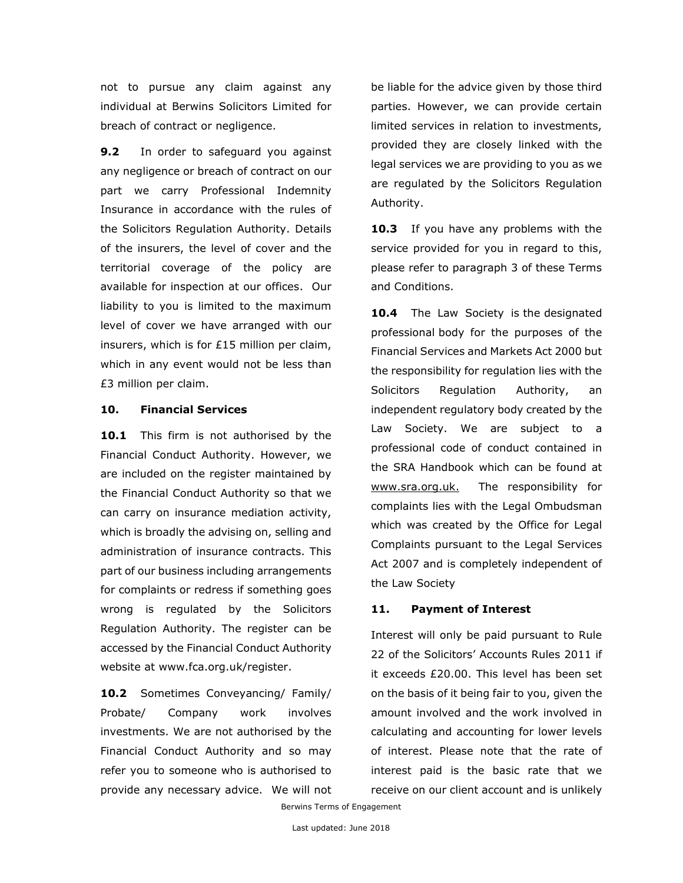not to pursue any claim against any individual at Berwins Solicitors Limited for breach of contract or negligence.

**9.2** In order to safeguard you against any negligence or breach of contract on our part we carry Professional Indemnity Insurance in accordance with the rules of the Solicitors Regulation Authority. Details of the insurers, the level of cover and the territorial coverage of the policy are available for inspection at our offices. Our liability to you is limited to the maximum level of cover we have arranged with our insurers, which is for £15 million per claim, which in any event would not be less than £3 million per claim.

### 10. Financial Services

**10.1** This firm is not authorised by the Financial Conduct Authority. However, we are included on the register maintained by the Financial Conduct Authority so that we can carry on insurance mediation activity, which is broadly the advising on, selling and administration of insurance contracts. This part of our business including arrangements for complaints or redress if something goes wrong is regulated by the Solicitors Regulation Authority. The register can be accessed by the Financial Conduct Authority website at www.fca.org.uk/register.

**10.2** Sometimes Conveyancing/ Family/ Probate/ Company work involves investments. We are not authorised by the Financial Conduct Authority and so may refer you to someone who is authorised to provide any necessary advice. We will not be liable for the advice given by those third parties. However, we can provide certain limited services in relation to investments, provided they are closely linked with the legal services we are providing to you as we are regulated by the Solicitors Regulation Authority.

**10.3** If you have any problems with the service provided for you in regard to this, please refer to paragraph 3 of these Terms and Conditions.

**10.4** The Law Society is the designated professional body for the purposes of the Financial Services and Markets Act 2000 but the responsibility for regulation lies with the Solicitors Regulation Authority, an independent regulatory body created by the Law Society. We are subject to a professional code of conduct contained in the SRA Handbook which can be found at www.sra.org.uk. The responsibility for complaints lies with the Legal Ombudsman which was created by the Office for Legal Complaints pursuant to the Legal Services Act 2007 and is completely independent of the Law Society

### 11. Payment of Interest

Interest will only be paid pursuant to Rule 22 of the Solicitors' Accounts Rules 2011 if it exceeds £20.00. This level has been set on the basis of it being fair to you, given the amount involved and the work involved in calculating and accounting for lower levels of interest. Please note that the rate of interest paid is the basic rate that we receive on our client account and is unlikely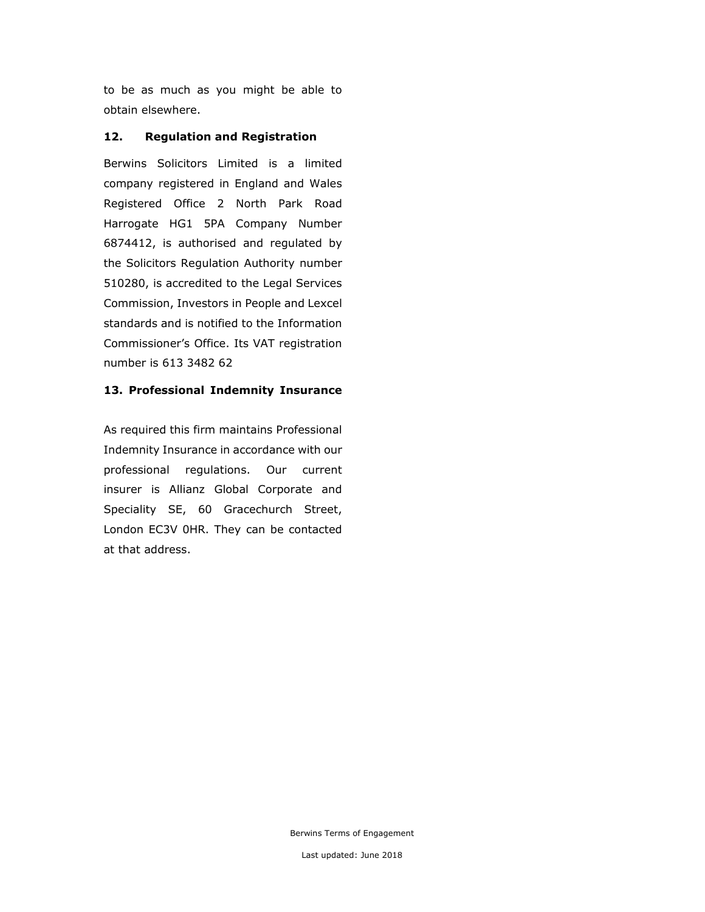to be as much as you might be able to obtain elsewhere.

## 12. Regulation and Registration

Berwins Solicitors Limited is a limited company registered in England and Wales Registered Office 2 North Park Road Harrogate HG1 5PA Company Number 6874412, is authorised and regulated by the Solicitors Regulation Authority number 510280, is accredited to the Legal Services Commission, Investors in People and Lexcel standards and is notified to the Information Commissioner's Office. Its VAT registration number is 613 3482 62

## 13. Professional Indemnity Insurance

As required this firm maintains Professional Indemnity Insurance in accordance with our professional regulations. Our current insurer is Allianz Global Corporate and Speciality SE, 60 Gracechurch Street, London EC3V 0HR. They can be contacted at that address.